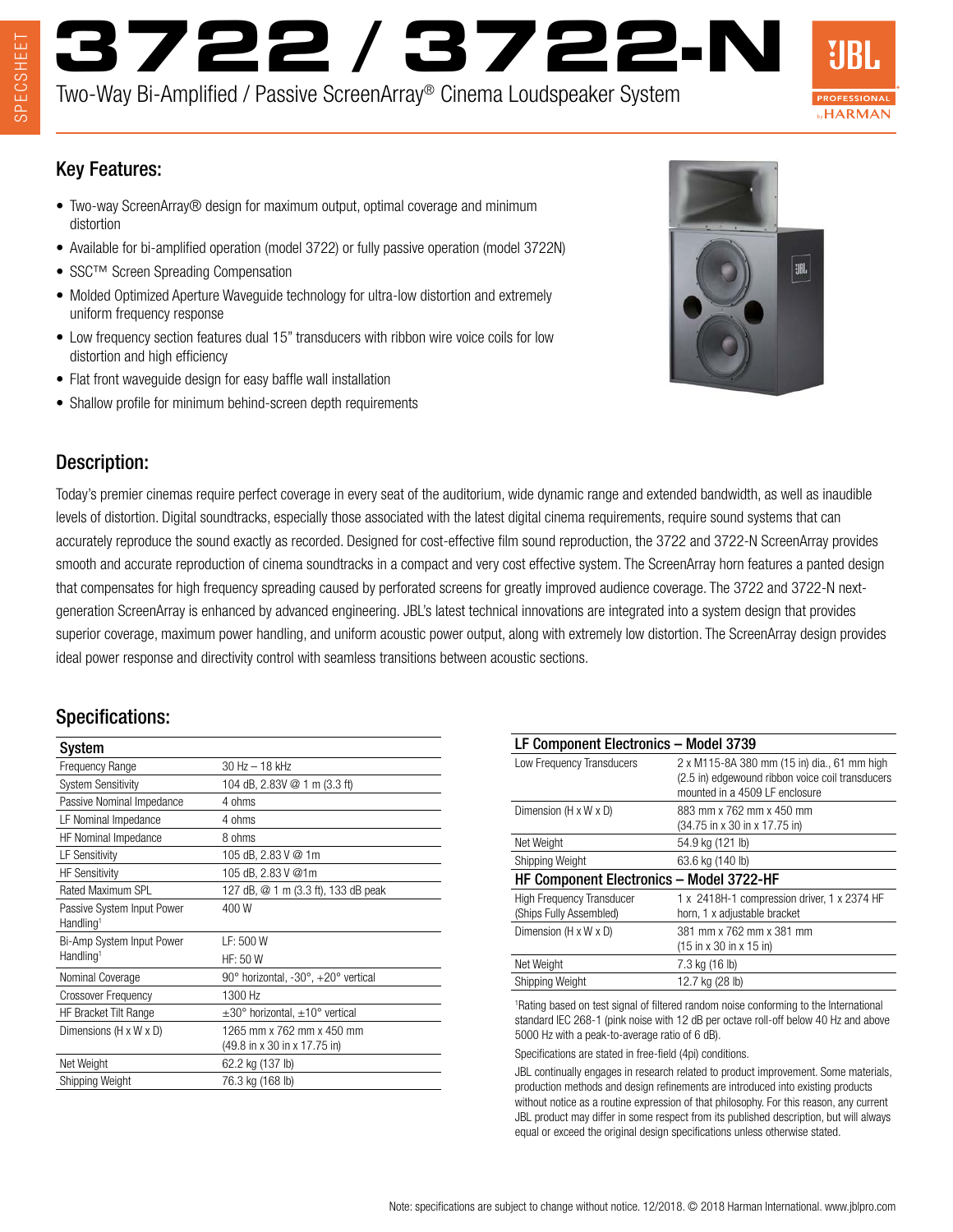# 3722 / 3722-N

Two-Way Bi-Amplified / Passive ScreenArray® Cinema Loudspeaker System

## Key Features:

- Two-way ScreenArray® design for maximum output, optimal coverage and minimum distortion
- Available for bi-amplified operation (model 3722) or fully passive operation (model 3722N)
- SSC™ Screen Spreading Compensation
- Molded Optimized Aperture Waveguide technology for ultra-low distortion and extremely uniform frequency response
- Low frequency section features dual 15" transducers with ribbon wire voice coils for low distortion and high efficiency
- Flat front waveguide design for easy baffle wall installation
- Shallow profile for minimum behind-screen depth requirements

## Description:

Today's premier cinemas require perfect coverage in every seat of the auditorium, wide dynamic range and extended bandwidth, as well as inaudible levels of distortion. Digital soundtracks, especially those associated with the latest digital cinema requirements, require sound systems that can accurately reproduce the sound exactly as recorded. Designed for cost-effective film sound reproduction, the 3722 and 3722-N ScreenArray provides smooth and accurate reproduction of cinema soundtracks in a compact and very cost effective system. The ScreenArray horn features a panted design that compensates for high frequency spreading caused by perforated screens for greatly improved audience coverage. The 3722 and 3722-N next-generation ScreenArray is enhanced by advanced engineering. JBL's latest technical innovations are integrated into a system design that provides superior coverage, maximum power handling, and uniform acoustic power output, along with extremely low distortion. The ScreenArray design provides ideal power response and directivity control with seamless transitions between acoustic sections.

## Specifications:

| System | |
|---|---|
| Frequency Range | 30 Hz – 18 kHz |
| System Sensitivity | 104 dB, 2.83V @ 1 m (3.3 ft) |
| Passive Nominal Impedance | 4 ohms |
| LF Nominal Impedance | 4 ohms |
| HF Nominal Impedance | 8 ohms |
| LF Sensitivity | 105 dB, 2.83 V @ 1m |
| HF Sensitivity | 105 dB, 2.83 V @1m |
| Rated Maximum SPL | 127 dB, @ 1 m (3.3 ft), 133 dB peak |
| Passive System Input Power Handling[1] | 400 W |
| Bi-Amp System Input Power Handling[1] | LF: 500 W<br>HF: 50 W |
| Nominal Coverage | 90° horizontal, -30°, +20° vertical |
| Crossover Frequency | 1300 Hz |
| HF Bracket Tilt Range | ±30° horizontal, ±10° vertical |
| Dimensions (H x W x D) | 1265 mm x 762 mm x 450 mm (49.8 in x 30 in x 17.75 in) |
| Net Weight | 62.2 kg (137 lb) |
| Shipping Weight | 76.3 kg (168 lb) |

| LF Component Electronics – Model 3739 | |
|---|---|
| Low Frequency Transducers | 2 x M115-8A 380 mm (15 in) dia., 61 mm high (2.5 in) edgewound ribbon voice coil transducers mounted in a 4509 LF enclosure |
| Dimension (H x W x D) | 883 mm x 762 mm x 450 mm (34.75 in x 30 in x 17.75 in) |
| Net Weight | 54.9 kg (121 lb) |
| Shipping Weight | 63.6 kg (140 lb) |
| **HF Component Electronics – Model 3722-HF** | |
| High Frequency Transducer (Ships Fully Assembled) | 1 x 2418H-1 compression driver, 1 x 2374 HF horn, 1 x adjustable bracket |
| Dimension (H x W x D) | 381 mm x 762 mm x 381 mm (15 in x 30 in x 15 in) |
| Net Weight | 7.3 kg (16 lb) |
| Shipping Weight | 12.7 kg (28 lb) |

[1]Rating based on test signal of filtered random noise conforming to the International standard IEC 268-1 (pink noise with 12 dB per octave roll-off below 40 Hz and above 5000 Hz with a peak-to-average ratio of 6 dB).

Specifications are stated in free-field (4pi) conditions.

JBL continually engages in research related to product improvement. Some materials, production methods and design refinements are introduced into existing products without notice as a routine expression of that philosophy. For this reason, any current JBL product may differ in some respect from its published description, but will always equal or exceed the original design specifications unless otherwise stated.

Note: specifications are subject to change without notice. 12/2018. © 2018 Harman International. www.jblpro.com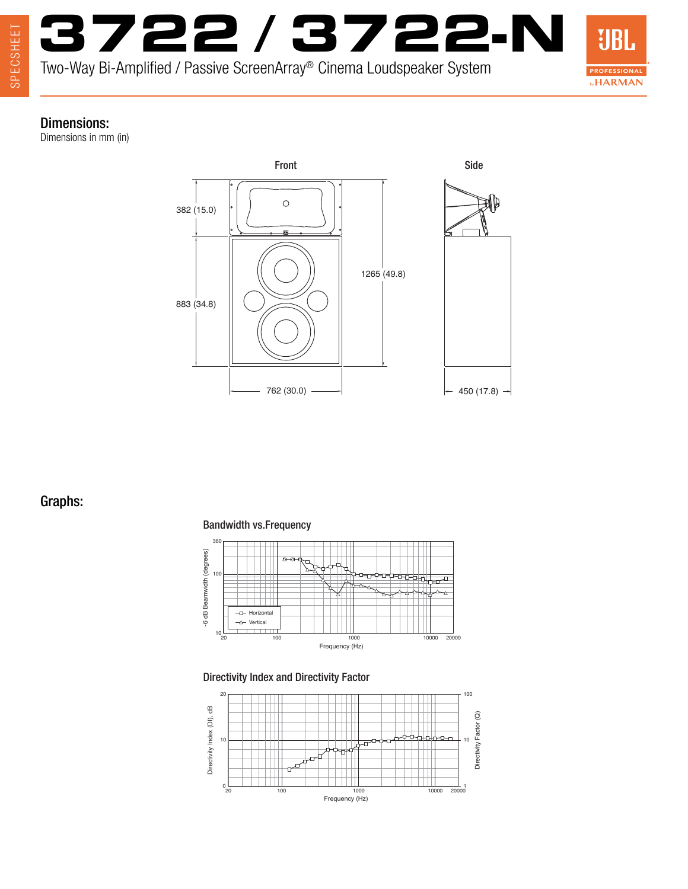# 3722 / 3722-N

Two-Way Bi-Amplified / Passive ScreenArray® Cinema Loudspeaker System

## Dimensions:

Dimensions in mm (in)

Front

Side

382 (15.0)

883 (34.8)

1265 (49.8)

762 (30.0)

450 (17.8)

## Graphs:

### Bandwidth vs.Frequency

-6 dB Beamwidth (degrees)

360

100

10

20 100 1000 10000 20000

Frequency (Hz)

Horizontal

Vertical

### Directivity Index and Directivity Factor

Directivity Index (DI), dB

20

10

0

Directivity Factor (Q)

100

10

1

20 100 1000 10000 20000

Frequency (Hz)